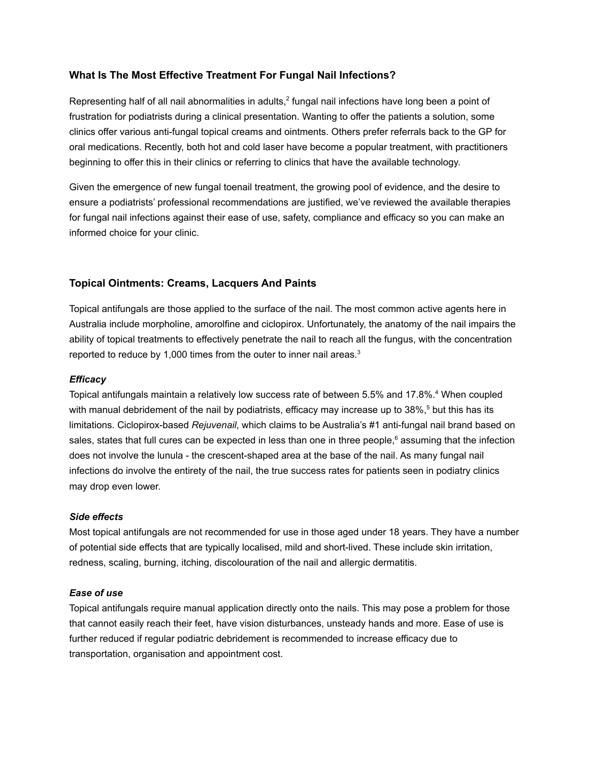## What Is The Most Effective Treatment For Fungal Nail Infections?

Representing half of all nail abnormalities in adults,[2] fungal nail infections have long been a point of frustration for podiatrists during a clinical presentation. Wanting to offer the patients a solution, some clinics offer various anti-fungal topical creams and ointments. Others prefer referrals back to the GP for oral medications. Recently, both hot and cold laser have become a popular treatment, with practitioners beginning to offer this in their clinics or referring to clinics that have the available technology.

Given the emergence of new fungal toenail treatment, the growing pool of evidence, and the desire to ensure a podiatrists' professional recommendations are justified, we've reviewed the available therapies for fungal nail infections against their ease of use, safety, compliance and efficacy so you can make an informed choice for your clinic.

## Topical Ointments: Creams, Lacquers And Paints

Topical antifungals are those applied to the surface of the nail. The most common active agents here in Australia include morpholine, amorolfine and ciclopirox. Unfortunately, the anatomy of the nail impairs the ability of topical treatments to effectively penetrate the nail to reach all the fungus, with the concentration reported to reduce by 1,000 times from the outer to inner nail areas.[3]

### *Efficacy*

Topical antifungals maintain a relatively low success rate of between 5.5% and 17.8%.[4] When coupled with manual debridement of the nail by podiatrists, efficacy may increase up to 38%,[5] but this has its limitations. Ciclopirox-based *Rejuvenail*, which claims to be Australia's #1 anti-fungal nail brand based on sales, states that full cures can be expected in less than one in three people,[6] assuming that the infection does not involve the lunula - the crescent-shaped area at the base of the nail. As many fungal nail infections do involve the entirety of the nail, the true success rates for patients seen in podiatry clinics may drop even lower.

### *Side effects*

Most topical antifungals are not recommended for use in those aged under 18 years. They have a number of potential side effects that are typically localised, mild and short-lived. These include skin irritation, redness, scaling, burning, itching, discolouration of the nail and allergic dermatitis.

### *Ease of use*

Topical antifungals require manual application directly onto the nails. This may pose a problem for those that cannot easily reach their feet, have vision disturbances, unsteady hands and more. Ease of use is further reduced if regular podiatric debridement is recommended to increase efficacy due to transportation, organisation and appointment cost.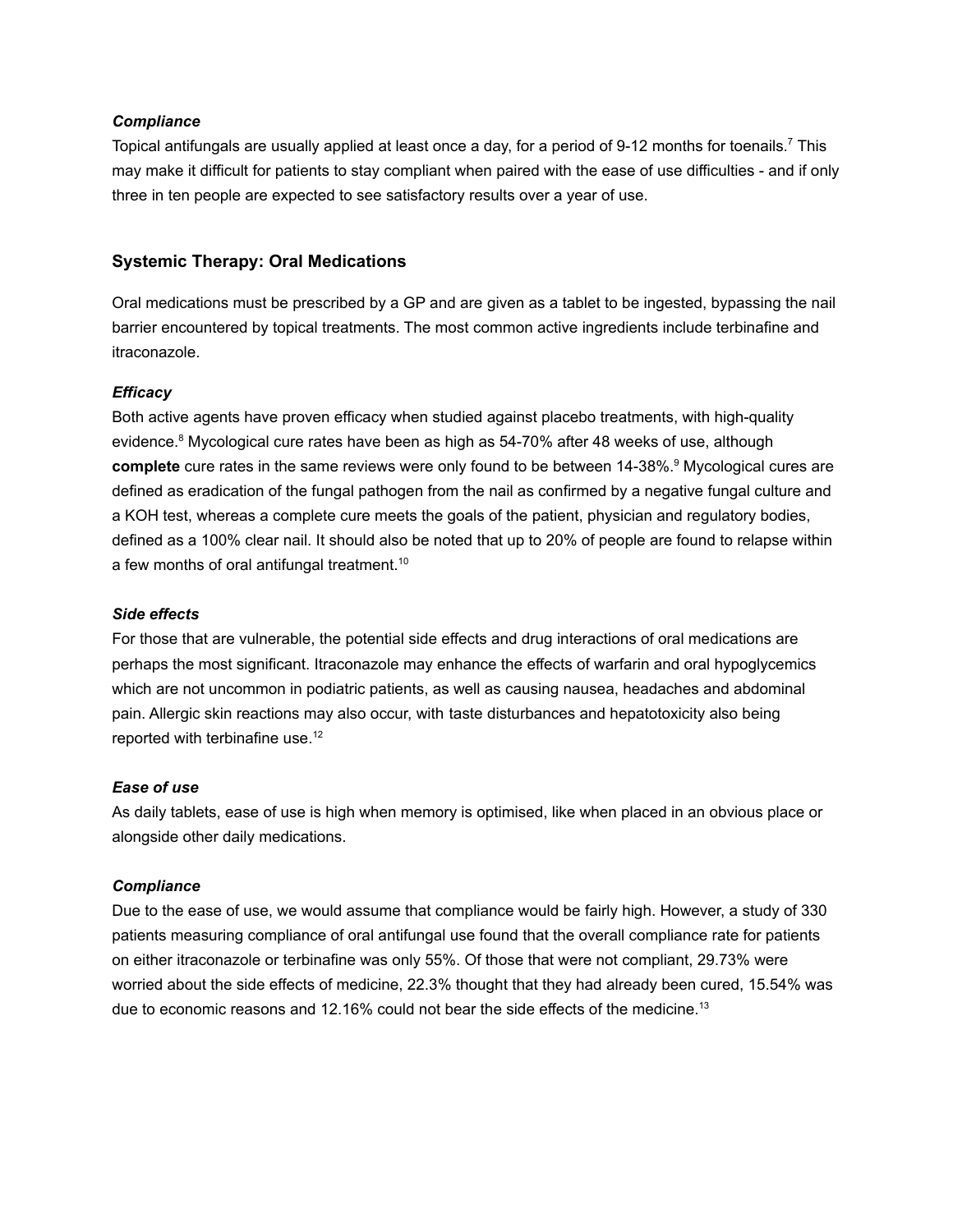***Compliance***

Topical antifungals are usually applied at least once a day, for a period of 9-12 months for toenails.[7] This may make it difficult for patients to stay compliant when paired with the ease of use difficulties - and if only three in ten people are expected to see satisfactory results over a year of use.

## Systemic Therapy: Oral Medications

Oral medications must be prescribed by a GP and are given as a tablet to be ingested, bypassing the nail barrier encountered by topical treatments. The most common active ingredients include terbinafine and itraconazole.

***Efficacy***

Both active agents have proven efficacy when studied against placebo treatments, with high-quality evidence.[8] Mycological cure rates have been as high as 54-70% after 48 weeks of use, although **complete** cure rates in the same reviews were only found to be between 14-38%.[9] Mycological cures are defined as eradication of the fungal pathogen from the nail as confirmed by a negative fungal culture and a KOH test, whereas a complete cure meets the goals of the patient, physician and regulatory bodies, defined as a 100% clear nail. It should also be noted that up to 20% of people are found to relapse within a few months of oral antifungal treatment.[10]

***Side effects***

For those that are vulnerable, the potential side effects and drug interactions of oral medications are perhaps the most significant. Itraconazole may enhance the effects of warfarin and oral hypoglycemics which are not uncommon in podiatric patients, as well as causing nausea, headaches and abdominal pain. Allergic skin reactions may also occur, with taste disturbances and hepatotoxicity also being reported with terbinafine use.[12]

***Ease of use***

As daily tablets, ease of use is high when memory is optimised, like when placed in an obvious place or alongside other daily medications.

***Compliance***

Due to the ease of use, we would assume that compliance would be fairly high. However, a study of 330 patients measuring compliance of oral antifungal use found that the overall compliance rate for patients on either itraconazole or terbinafine was only 55%. Of those that were not compliant, 29.73% were worried about the side effects of medicine, 22.3% thought that they had already been cured, 15.54% was due to economic reasons and 12.16% could not bear the side effects of the medicine.[13]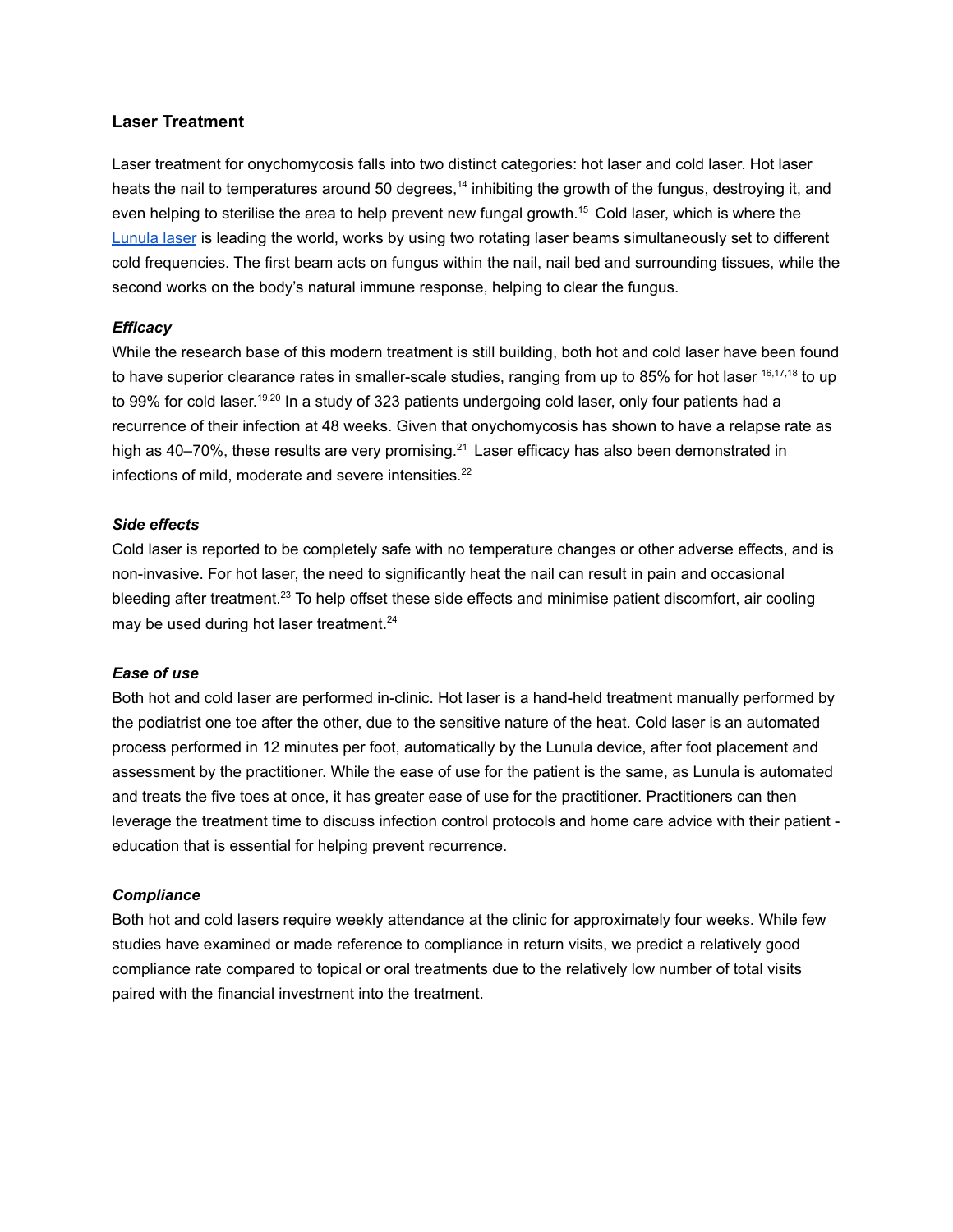## Laser Treatment

Laser treatment for onychomycosis falls into two distinct categories: hot laser and cold laser. Hot laser heats the nail to temperatures around 50 degrees,[14] inhibiting the growth of the fungus, destroying it, and even helping to sterilise the area to help prevent new fungal growth.[15] Cold laser, which is where the [Lunula laser] is leading the world, works by using two rotating laser beams simultaneously set to different cold frequencies. The first beam acts on fungus within the nail, nail bed and surrounding tissues, while the second works on the body's natural immune response, helping to clear the fungus.

### *Efficacy*

While the research base of this modern treatment is still building, both hot and cold laser have been found to have superior clearance rates in smaller-scale studies, ranging from up to 85% for hot laser [16,17,18] to up to 99% for cold laser.[19,20] In a study of 323 patients undergoing cold laser, only four patients had a recurrence of their infection at 48 weeks. Given that onychomycosis has shown to have a relapse rate as high as 40–70%, these results are very promising.[21] Laser efficacy has also been demonstrated in infections of mild, moderate and severe intensities.[22]

### *Side effects*

Cold laser is reported to be completely safe with no temperature changes or other adverse effects, and is non-invasive. For hot laser, the need to significantly heat the nail can result in pain and occasional bleeding after treatment.[23] To help offset these side effects and minimise patient discomfort, air cooling may be used during hot laser treatment.[24]

### *Ease of use*

Both hot and cold laser are performed in-clinic. Hot laser is a hand-held treatment manually performed by the podiatrist one toe after the other, due to the sensitive nature of the heat. Cold laser is an automated process performed in 12 minutes per foot, automatically by the Lunula device, after foot placement and assessment by the practitioner. While the ease of use for the patient is the same, as Lunula is automated and treats the five toes at once, it has greater ease of use for the practitioner. Practitioners can then leverage the treatment time to discuss infection control protocols and home care advice with their patient - education that is essential for helping prevent recurrence.

### *Compliance*

Both hot and cold lasers require weekly attendance at the clinic for approximately four weeks. While few studies have examined or made reference to compliance in return visits, we predict a relatively good compliance rate compared to topical or oral treatments due to the relatively low number of total visits paired with the financial investment into the treatment.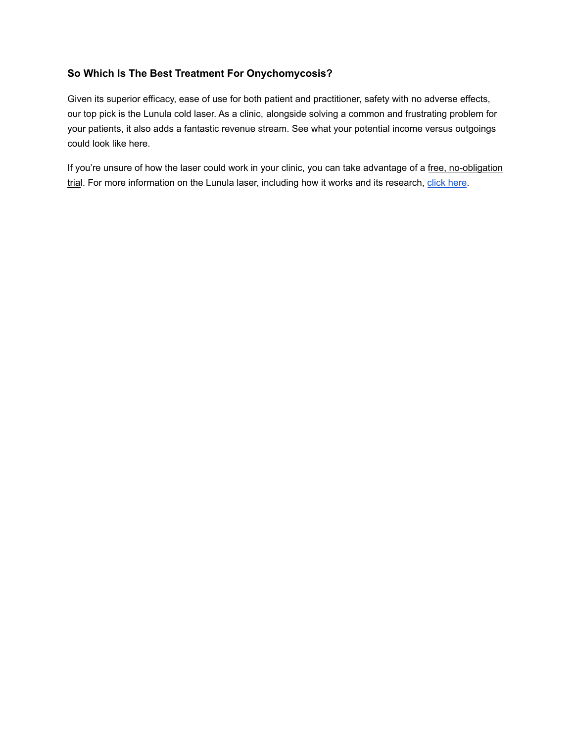### So Which Is The Best Treatment For Onychomycosis?

Given its superior efficacy, ease of use for both patient and practitioner, safety with no adverse effects, our top pick is the Lunula cold laser. As a clinic, alongside solving a common and frustrating problem for your patients, it also adds a fantastic revenue stream. See what your potential income versus outgoings could look like here.

If you're unsure of how the laser could work in your clinic, you can take advantage of a free, no-obligation trial. For more information on the Lunula laser, including how it works and its research, click here.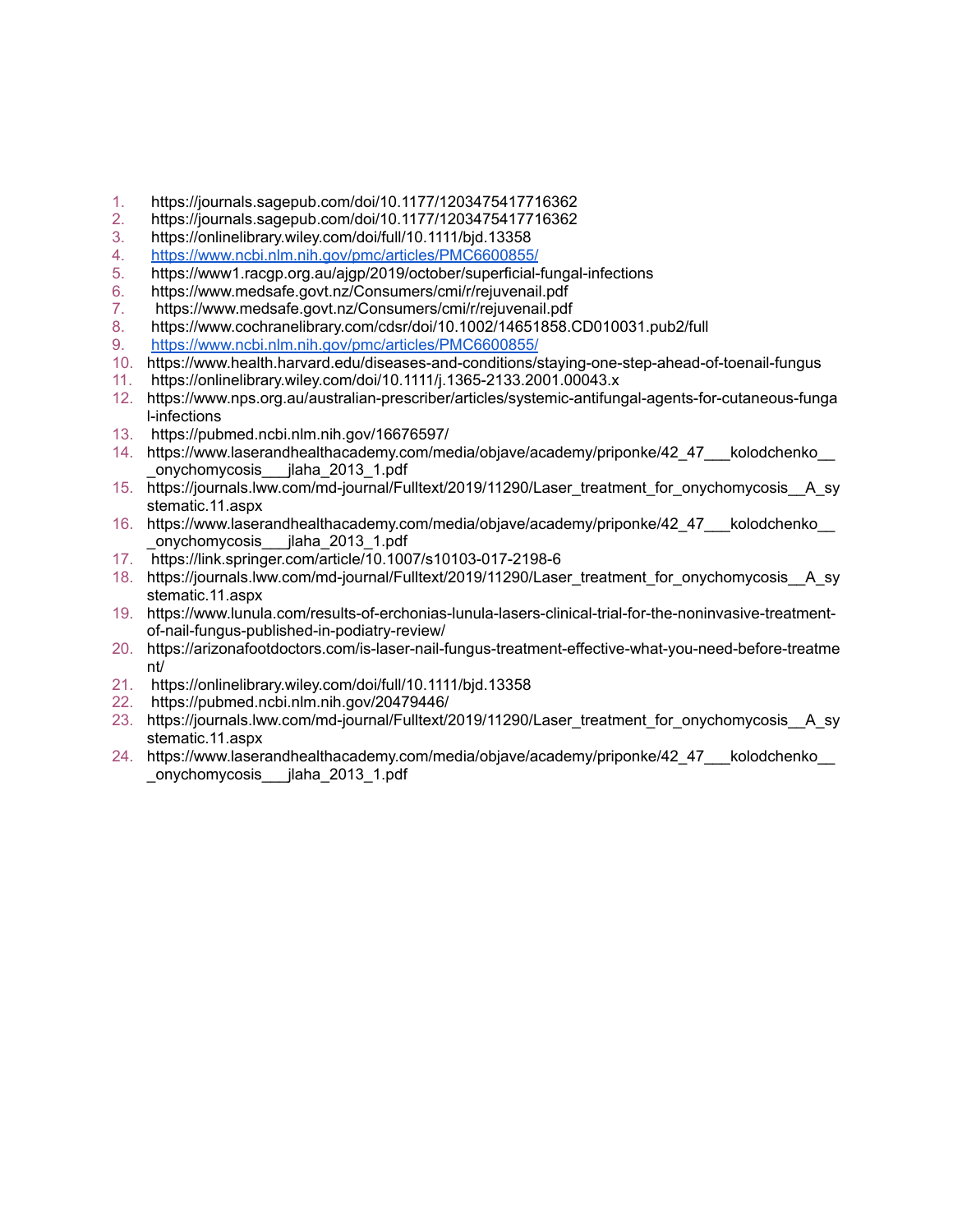1. https://journals.sagepub.com/doi/10.1177/1203475417716362
2. https://journals.sagepub.com/doi/10.1177/1203475417716362
3. https://onlinelibrary.wiley.com/doi/full/10.1111/bjd.13358
4. https://www.ncbi.nlm.nih.gov/pmc/articles/PMC6600855/
5. https://www1.racgp.org.au/ajgp/2019/october/superficial-fungal-infections
6. https://www.medsafe.govt.nz/Consumers/cmi/r/rejuvenail.pdf
7. https://www.medsafe.govt.nz/Consumers/cmi/r/rejuvenail.pdf
8. https://www.cochranelibrary.com/cdsr/doi/10.1002/14651858.CD010031.pub2/full
9. https://www.ncbi.nlm.nih.gov/pmc/articles/PMC6600855/
10. https://www.health.harvard.edu/diseases-and-conditions/staying-one-step-ahead-of-toenail-fungus
11. https://onlinelibrary.wiley.com/doi/10.1111/j.1365-2133.2001.00043.x
12. https://www.nps.org.au/australian-prescriber/articles/systemic-antifungal-agents-for-cutaneous-fungal-infections
13. https://pubmed.ncbi.nlm.nih.gov/16676597/
14. https://www.laserandhealthacademy.com/media/objave/academy/priponke/42_47___kolodchenko___onychomycosis___jlaha_2013_1.pdf
15. https://journals.lww.com/md-journal/Fulltext/2019/11290/Laser_treatment_for_onychomycosis__A_systematic.11.aspx
16. https://www.laserandhealthacademy.com/media/objave/academy/priponke/42_47___kolodchenko___onychomycosis___jlaha_2013_1.pdf
17. https://link.springer.com/article/10.1007/s10103-017-2198-6
18. https://journals.lww.com/md-journal/Fulltext/2019/11290/Laser_treatment_for_onychomycosis__A_systematic.11.aspx
19. https://www.lunula.com/results-of-erchonias-lunula-lasers-clinical-trial-for-the-noninvasive-treatment-of-nail-fungus-published-in-podiatry-review/
20. https://arizonafootdoctors.com/is-laser-nail-fungus-treatment-effective-what-you-need-before-treatment/
21. https://onlinelibrary.wiley.com/doi/full/10.1111/bjd.13358
22. https://pubmed.ncbi.nlm.nih.gov/20479446/
23. https://journals.lww.com/md-journal/Fulltext/2019/11290/Laser_treatment_for_onychomycosis__A_systematic.11.aspx
24. https://www.laserandhealthacademy.com/media/objave/academy/priponke/42_47___kolodchenko___onychomycosis___jlaha_2013_1.pdf